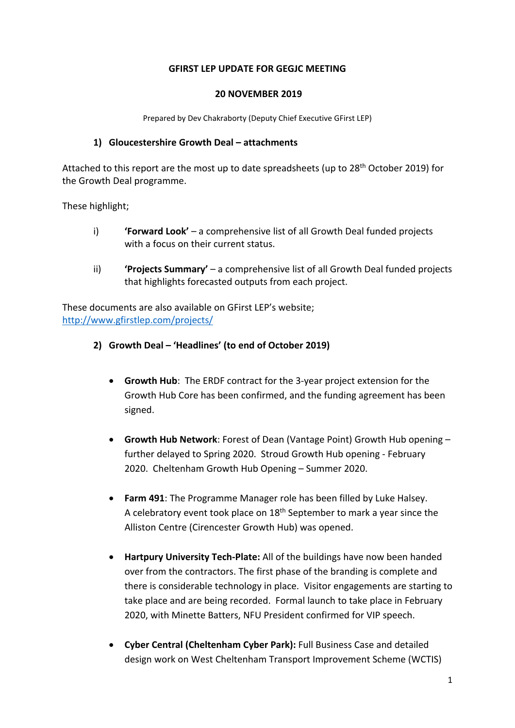**GFIRST LEP UPDATE FOR GEGJC MEETING**

**20 NOVEMBER 2019**

Prepared by Dev Chakraborty (Deputy Chief Executive GFirst LEP)

## 1) Gloucestershire Growth Deal – attachments

Attached to this report are the most up to date spreadsheets (up to 28th October 2019) for the Growth Deal programme.

These highlight;

i) **'Forward Look'** – a comprehensive list of all Growth Deal funded projects with a focus on their current status.

ii) **'Projects Summary'** – a comprehensive list of all Growth Deal funded projects that highlights forecasted outputs from each project.

These documents are also available on GFirst LEP's website; [http://www.gfirstlep.com/projects/](http://www.gfirstlep.com/projects/)

## 2) Growth Deal – 'Headlines' (to end of October 2019)

- **Growth Hub**: The ERDF contract for the 3-year project extension for the Growth Hub Core has been confirmed, and the funding agreement has been signed.
- **Growth Hub Network**: Forest of Dean (Vantage Point) Growth Hub opening – further delayed to Spring 2020. Stroud Growth Hub opening - February 2020. Cheltenham Growth Hub Opening – Summer 2020.
- **Farm 491**: The Programme Manager role has been filled by Luke Halsey. A celebratory event took place on 18th September to mark a year since the Alliston Centre (Cirencester Growth Hub) was opened.
- **Hartpury University Tech-Plate:** All of the buildings have now been handed over from the contractors. The first phase of the branding is complete and there is considerable technology in place. Visitor engagements are starting to take place and are being recorded. Formal launch to take place in February 2020, with Minette Batters, NFU President confirmed for VIP speech.
- **Cyber Central (Cheltenham Cyber Park):** Full Business Case and detailed design work on West Cheltenham Transport Improvement Scheme (WCTIS)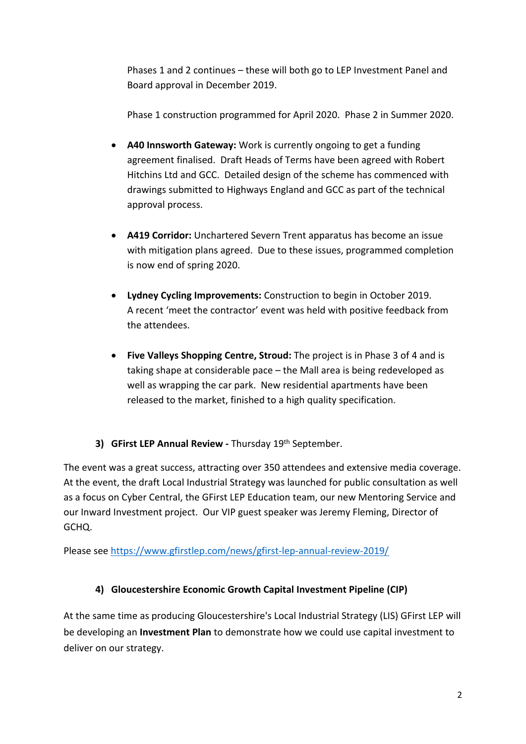Phases 1 and 2 continues – these will both go to LEP Investment Panel and Board approval in December 2019.

Phase 1 construction programmed for April 2020. Phase 2 in Summer 2020.

- **A40 Innsworth Gateway:** Work is currently ongoing to get a funding agreement finalised. Draft Heads of Terms have been agreed with Robert Hitchins Ltd and GCC. Detailed design of the scheme has commenced with drawings submitted to Highways England and GCC as part of the technical approval process.

- **A419 Corridor:** Unchartered Severn Trent apparatus has become an issue with mitigation plans agreed. Due to these issues, programmed completion is now end of spring 2020.

- **Lydney Cycling Improvements:** Construction to begin in October 2019. A recent 'meet the contractor' event was held with positive feedback from the attendees.

- **Five Valleys Shopping Centre, Stroud:** The project is in Phase 3 of 4 and is taking shape at considerable pace – the Mall area is being redeveloped as well as wrapping the car park. New residential apartments have been released to the market, finished to a high quality specification.

### 3) GFirst LEP Annual Review - Thursday 19th September.

The event was a great success, attracting over 350 attendees and extensive media coverage. At the event, the draft Local Industrial Strategy was launched for public consultation as well as a focus on Cyber Central, the GFirst LEP Education team, our new Mentoring Service and our Inward Investment project. Our VIP guest speaker was Jeremy Fleming, Director of GCHQ.

Please see https://www.gfirstlep.com/news/gfirst-lep-annual-review-2019/

### 4) Gloucestershire Economic Growth Capital Investment Pipeline (CIP)

At the same time as producing Gloucestershire's Local Industrial Strategy (LIS) GFirst LEP will be developing an **Investment Plan** to demonstrate how we could use capital investment to deliver on our strategy.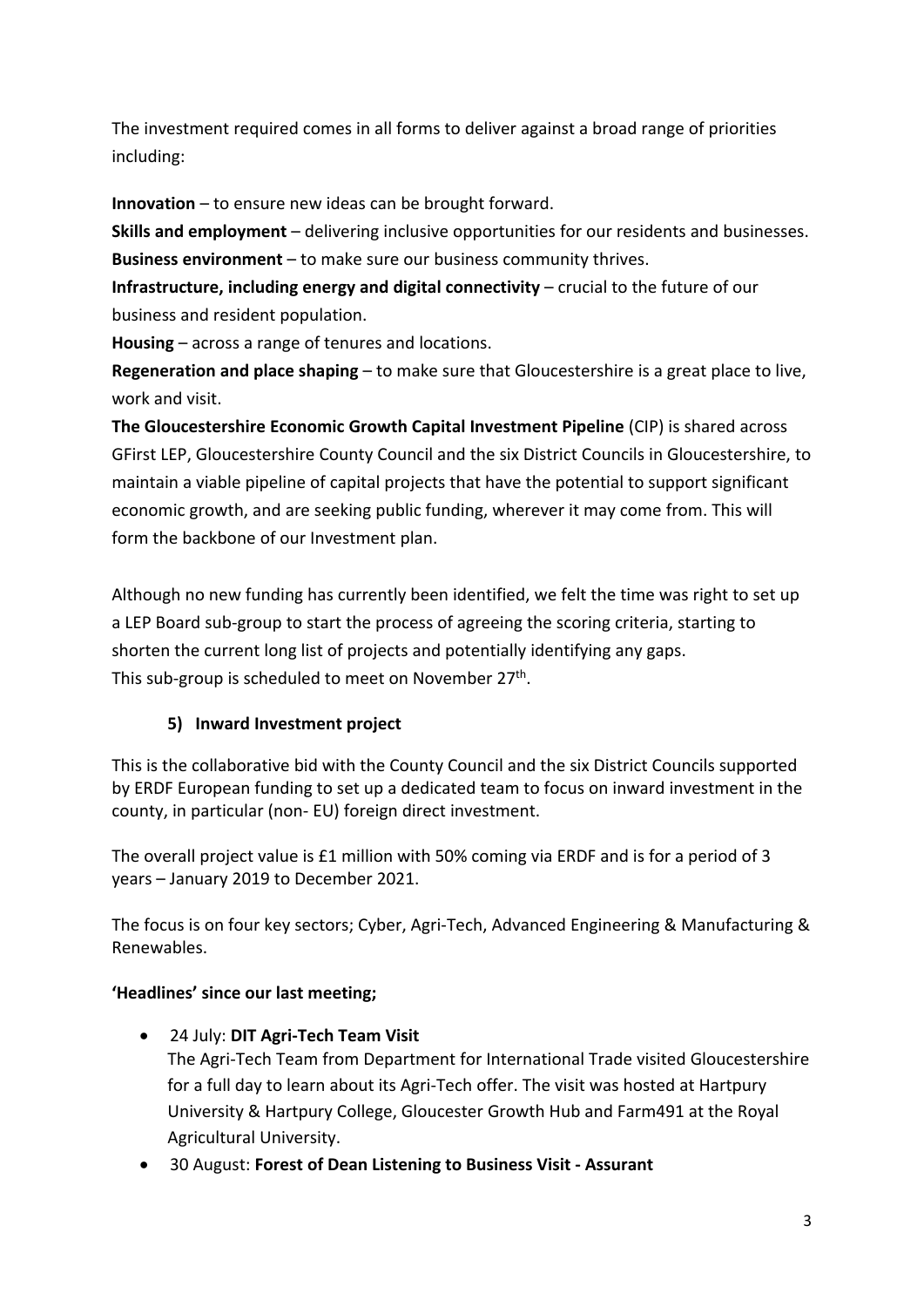The investment required comes in all forms to deliver against a broad range of priorities including:

**Innovation** – to ensure new ideas can be brought forward.
**Skills and employment** – delivering inclusive opportunities for our residents and businesses.
**Business environment** – to make sure our business community thrives.
**Infrastructure, including energy and digital connectivity** – crucial to the future of our business and resident population.
**Housing** – across a range of tenures and locations.
**Regeneration and place shaping** – to make sure that Gloucestershire is a great place to live, work and visit.
**The Gloucestershire Economic Growth Capital Investment Pipeline** (CIP) is shared across GFirst LEP, Gloucestershire County Council and the six District Councils in Gloucestershire, to maintain a viable pipeline of capital projects that have the potential to support significant economic growth, and are seeking public funding, wherever it may come from. This will form the backbone of our Investment plan.

Although no new funding has currently been identified, we felt the time was right to set up a LEP Board sub-group to start the process of agreeing the scoring criteria, starting to shorten the current long list of projects and potentially identifying any gaps. This sub-group is scheduled to meet on November 27th.

**5) Inward Investment project**

This is the collaborative bid with the County Council and the six District Councils supported by ERDF European funding to set up a dedicated team to focus on inward investment in the county, in particular (non- EU) foreign direct investment.

The overall project value is £1 million with 50% coming via ERDF and is for a period of 3 years – January 2019 to December 2021.

The focus is on four key sectors; Cyber, Agri-Tech, Advanced Engineering & Manufacturing & Renewables.

**'Headlines' since our last meeting;**

- 24 July: **DIT Agri-Tech Team Visit**
  The Agri-Tech Team from Department for International Trade visited Gloucestershire for a full day to learn about its Agri-Tech offer. The visit was hosted at Hartpury University & Hartpury College, Gloucester Growth Hub and Farm491 at the Royal Agricultural University.
- 30 August: **Forest of Dean Listening to Business Visit - Assurant**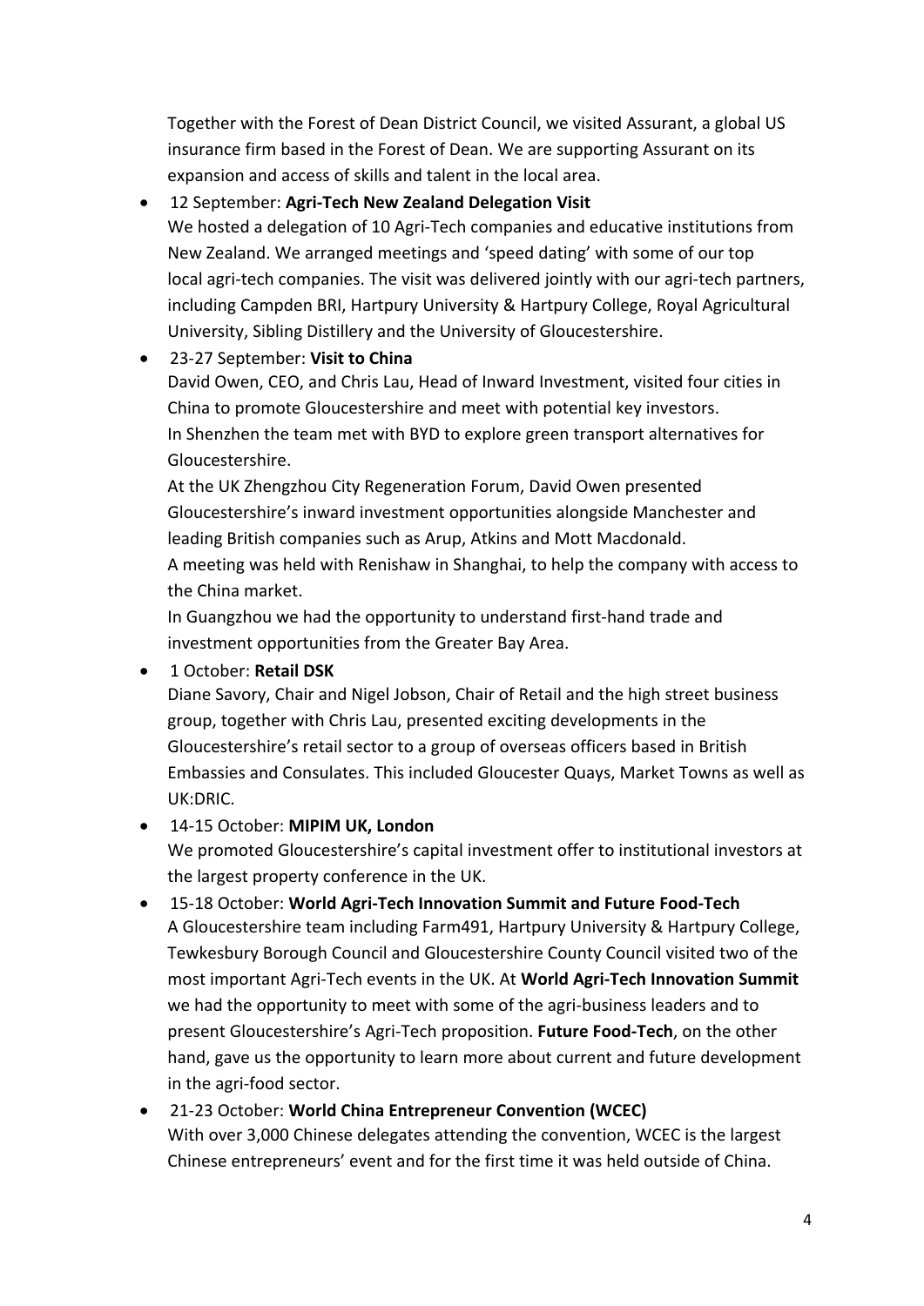Together with the Forest of Dean District Council, we visited Assurant, a global US insurance firm based in the Forest of Dean. We are supporting Assurant on its expansion and access of skills and talent in the local area.

- 12 September: **Agri-Tech New Zealand Delegation Visit**
  We hosted a delegation of 10 Agri-Tech companies and educative institutions from New Zealand. We arranged meetings and 'speed dating' with some of our top local agri-tech companies. The visit was delivered jointly with our agri-tech partners, including Campden BRI, Hartpury University & Hartpury College, Royal Agricultural University, Sibling Distillery and the University of Gloucestershire.
- 23-27 September: **Visit to China**
  David Owen, CEO, and Chris Lau, Head of Inward Investment, visited four cities in China to promote Gloucestershire and meet with potential key investors.
  In Shenzhen the team met with BYD to explore green transport alternatives for Gloucestershire.
  At the UK Zhengzhou City Regeneration Forum, David Owen presented Gloucestershire's inward investment opportunities alongside Manchester and leading British companies such as Arup, Atkins and Mott Macdonald.
  A meeting was held with Renishaw in Shanghai, to help the company with access to the China market.
  In Guangzhou we had the opportunity to understand first-hand trade and investment opportunities from the Greater Bay Area.
- 1 October: **Retail DSK**
  Diane Savory, Chair and Nigel Jobson, Chair of Retail and the high street business group, together with Chris Lau, presented exciting developments in the Gloucestershire's retail sector to a group of overseas officers based in British Embassies and Consulates. This included Gloucester Quays, Market Towns as well as UK:DRIC.
- 14-15 October: **MIPIM UK, London**
  We promoted Gloucestershire's capital investment offer to institutional investors at the largest property conference in the UK.
- 15-18 October: **World Agri-Tech Innovation Summit and Future Food-Tech**
  A Gloucestershire team including Farm491, Hartpury University & Hartpury College, Tewkesbury Borough Council and Gloucestershire County Council visited two of the most important Agri-Tech events in the UK. At **World Agri-Tech Innovation Summit** we had the opportunity to meet with some of the agri-business leaders and to present Gloucestershire's Agri-Tech proposition. **Future Food-Tech**, on the other hand, gave us the opportunity to learn more about current and future development in the agri-food sector.
- 21-23 October: **World China Entrepreneur Convention (WCEC)**
  With over 3,000 Chinese delegates attending the convention, WCEC is the largest Chinese entrepreneurs' event and for the first time it was held outside of China.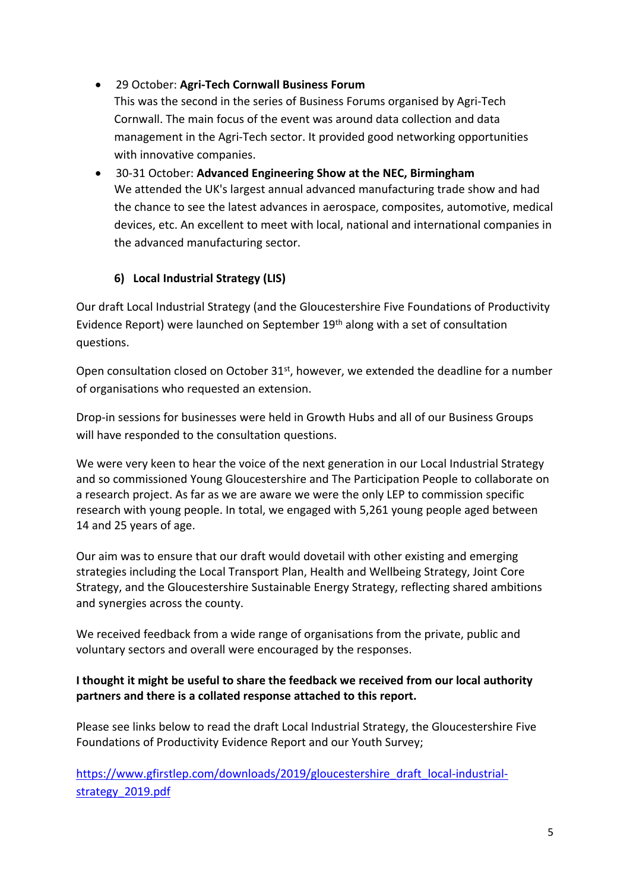- 29 October: **Agri-Tech Cornwall Business Forum**
  This was the second in the series of Business Forums organised by Agri-Tech Cornwall. The main focus of the event was around data collection and data management in the Agri-Tech sector. It provided good networking opportunities with innovative companies.
- 30-31 October: **Advanced Engineering Show at the NEC, Birmingham**
  We attended the UK's largest annual advanced manufacturing trade show and had the chance to see the latest advances in aerospace, composites, automotive, medical devices, etc. An excellent to meet with local, national and international companies in the advanced manufacturing sector.

### 6) Local Industrial Strategy (LIS)

Our draft Local Industrial Strategy (and the Gloucestershire Five Foundations of Productivity Evidence Report) were launched on September 19th along with a set of consultation questions.

Open consultation closed on October 31st, however, we extended the deadline for a number of organisations who requested an extension.

Drop-in sessions for businesses were held in Growth Hubs and all of our Business Groups will have responded to the consultation questions.

We were very keen to hear the voice of the next generation in our Local Industrial Strategy and so commissioned Young Gloucestershire and The Participation People to collaborate on a research project. As far as we are aware we were the only LEP to commission specific research with young people. In total, we engaged with 5,261 young people aged between 14 and 25 years of age.

Our aim was to ensure that our draft would dovetail with other existing and emerging strategies including the Local Transport Plan, Health and Wellbeing Strategy, Joint Core Strategy, and the Gloucestershire Sustainable Energy Strategy, reflecting shared ambitions and synergies across the county.

We received feedback from a wide range of organisations from the private, public and voluntary sectors and overall were encouraged by the responses.

**I thought it might be useful to share the feedback we received from our local authority partners and there is a collated response attached to this report.**

Please see links below to read the draft Local Industrial Strategy, the Gloucestershire Five Foundations of Productivity Evidence Report and our Youth Survey;

https://www.gfirstlep.com/downloads/2019/gloucestershire_draft_local-industrial-strategy_2019.pdf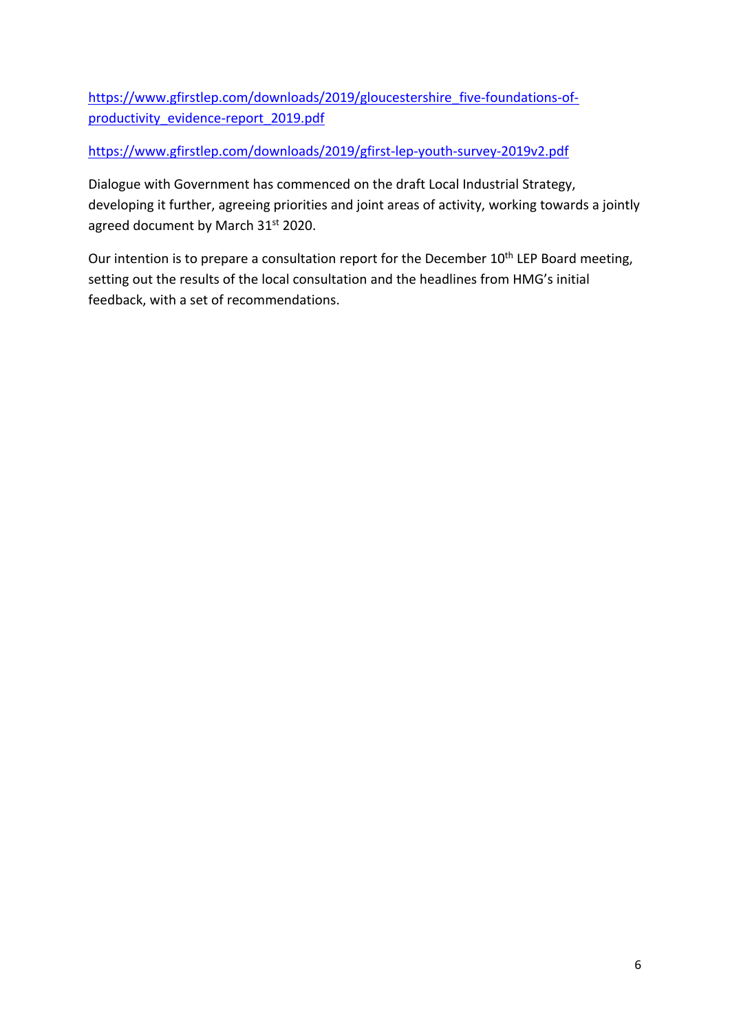https://www.gfirstlep.com/downloads/2019/gloucestershire_five-foundations-of-productivity_evidence-report_2019.pdf

https://www.gfirstlep.com/downloads/2019/gfirst-lep-youth-survey-2019v2.pdf

Dialogue with Government has commenced on the draft Local Industrial Strategy, developing it further, agreeing priorities and joint areas of activity, working towards a jointly agreed document by March 31st 2020.

Our intention is to prepare a consultation report for the December 10th LEP Board meeting, setting out the results of the local consultation and the headlines from HMG's initial feedback, with a set of recommendations.